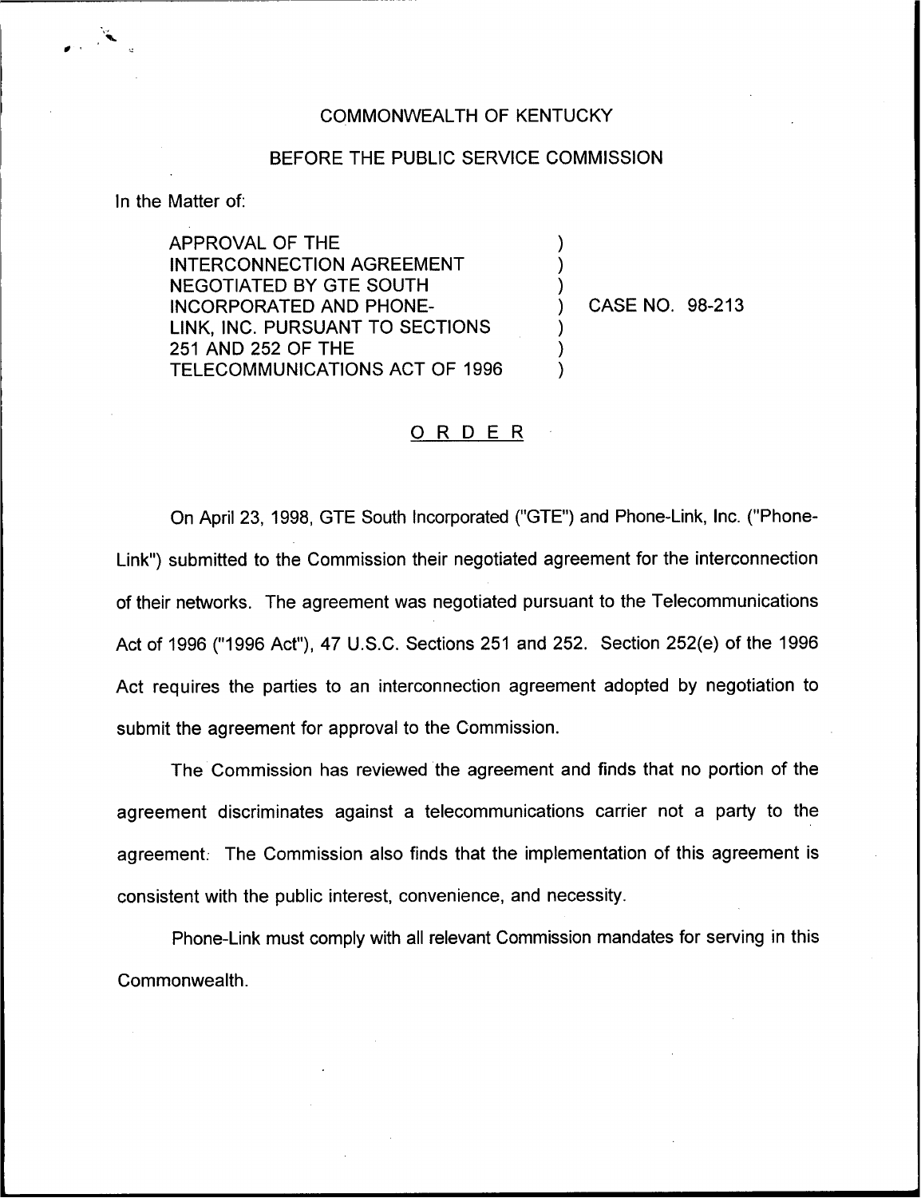# COMMONWEALTH OF KENTUCKY

## BEFORE THE PUBLIC SERVICE COMMISSION

In the Matter of:

APPROVAL OF THE INTERCONNECTION AGREEMENT NEGOTIATED BY GTE SOUTH INCORPORATED AND PHONE-LINK, INC. PURSUANT TO SECTIONS 251 AND 252 OF THE TELECOMMUNICATIONS ACT OF 1996 ) CASE NO. 98-213

## O R D E R

On April 23, 1998, GTE South Incorporated ("GTE") and Phone-Link, Inc. ("Phone-Link") submitted to the Commission their negotiated agreement for the interconnection of their networks. The agreement was negotiated pursuant to the Telecommunications Act of 1996 ("1996 Act"), 47 U.S.C. Sections 251 and 252. Section 252(e) of the 1996 Act requires the parties to an interconnection agreement adopted by negotiation to submit the agreement for approval to the Commission.

The Commission has reviewed the agreement and finds that no portion of the agreement discriminates against a telecommunications carrier not a party to the agreement. The Commission also finds that the implementation of this agreement is consistent with the public interest, convenience, and necessity.

Phone-Link must comply with all relevant Commission mandates for serving in this Commonwealth.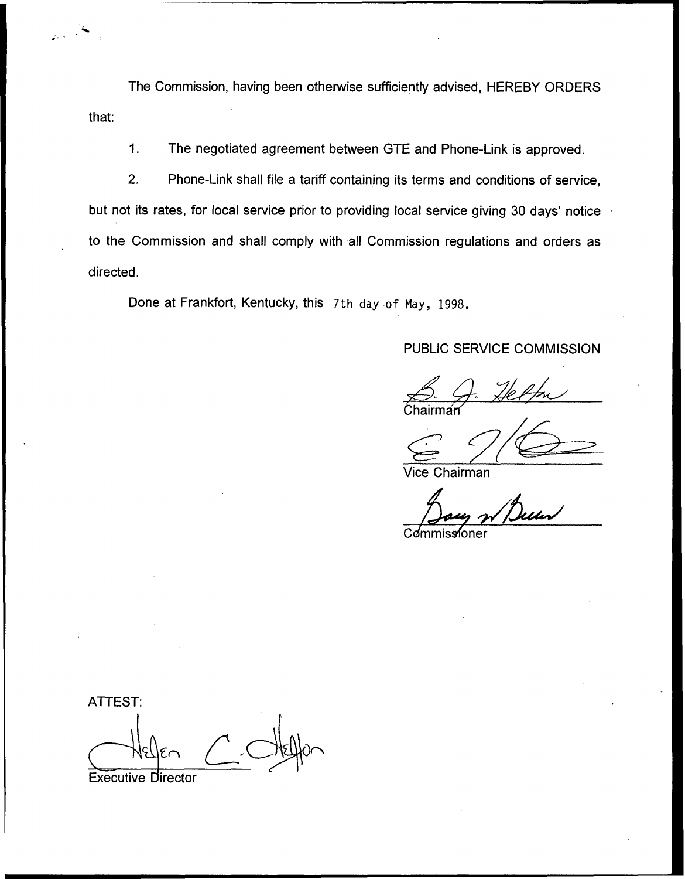The Commission, having been otherwise sufficiently advised, HEREBY ORDERS that:

1. The negotiated agreement between GTE and Phone-Link is approved.

2. Phone-Link shall file a tariff containing its terms and conditions of service, but not its rates, for local service prior to providing local service giving 30 days' notice to the Commission and shall comply with all Commission regulations and orders as directed.

Done at Frankfort, Kentucky, this 7th day of May, 1998.

PUBLIC SERVICE COMMISSION

Chairman

Vice Chairman

Commissioner

ATTEST:

Executive Director